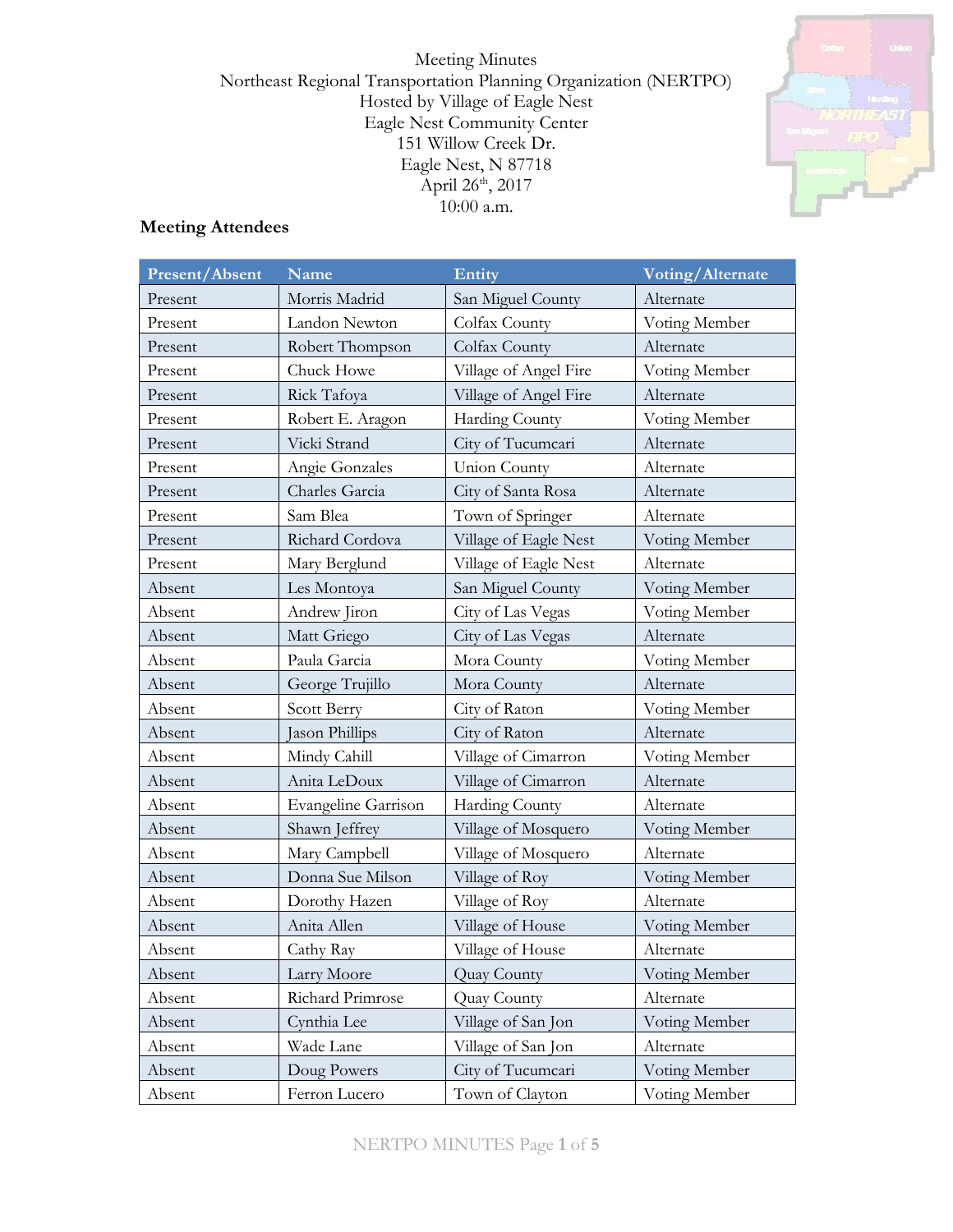Meeting Minutes
Northeast Regional Transportation Planning Organization (NERTPO)
Hosted by Village of Eagle Nest
Eagle Nest Community Center
151 Willow Creek Dr.
Eagle Nest, N 87718
April 26th, 2017
10:00 a.m.

## Meeting Attendees

| Present/Absent | Name | Entity | Voting/Alternate |
|---|---|---|---|
| Present | Morris Madrid | San Miguel County | Alternate |
| Present | Landon Newton | Colfax County | Voting Member |
| Present | Robert Thompson | Colfax County | Alternate |
| Present | Chuck Howe | Village of Angel Fire | Voting Member |
| Present | Rick Tafoya | Village of Angel Fire | Alternate |
| Present | Robert E. Aragon | Harding County | Voting Member |
| Present | Vicki Strand | City of Tucumcari | Alternate |
| Present | Angie Gonzales | Union County | Alternate |
| Present | Charles Garcia | City of Santa Rosa | Alternate |
| Present | Sam Blea | Town of Springer | Alternate |
| Present | Richard Cordova | Village of Eagle Nest | Voting Member |
| Present | Mary Berglund | Village of Eagle Nest | Alternate |
| Absent | Les Montoya | San Miguel County | Voting Member |
| Absent | Andrew Jiron | City of Las Vegas | Voting Member |
| Absent | Matt Griego | City of Las Vegas | Alternate |
| Absent | Paula Garcia | Mora County | Voting Member |
| Absent | George Trujillo | Mora County | Alternate |
| Absent | Scott Berry | City of Raton | Voting Member |
| Absent | Jason Phillips | City of Raton | Alternate |
| Absent | Mindy Cahill | Village of Cimarron | Voting Member |
| Absent | Anita LeDoux | Village of Cimarron | Alternate |
| Absent | Evangeline Garrison | Harding County | Alternate |
| Absent | Shawn Jeffrey | Village of Mosquero | Voting Member |
| Absent | Mary Campbell | Village of Mosquero | Alternate |
| Absent | Donna Sue Milson | Village of Roy | Voting Member |
| Absent | Dorothy Hazen | Village of Roy | Alternate |
| Absent | Anita Allen | Village of House | Voting Member |
| Absent | Cathy Ray | Village of House | Alternate |
| Absent | Larry Moore | Quay County | Voting Member |
| Absent | Richard Primrose | Quay County | Alternate |
| Absent | Cynthia Lee | Village of San Jon | Voting Member |
| Absent | Wade Lane | Village of San Jon | Alternate |
| Absent | Doug Powers | City of Tucumcari | Voting Member |
| Absent | Ferron Lucero | Town of Clayton | Voting Member |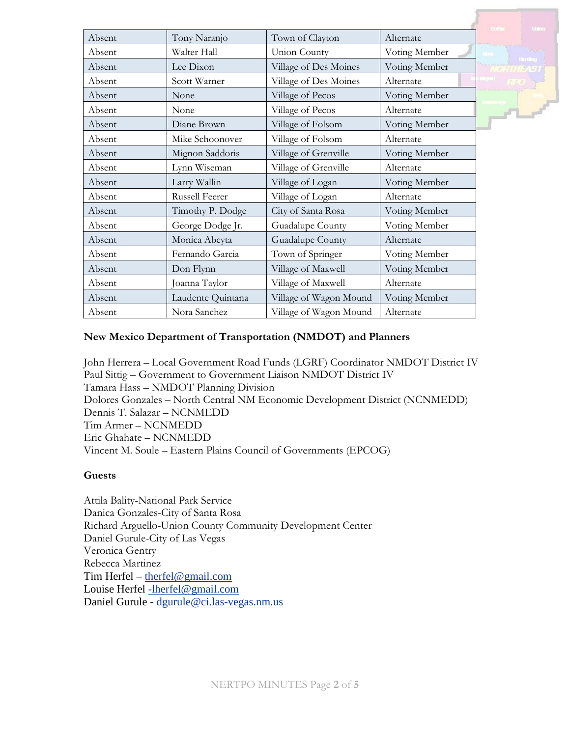| | | | |
|---|---|---|---|
| Absent | Tony Naranjo | Town of Clayton | Alternate |
| Absent | Walter Hall | Union County | Voting Member |
| Absent | Lee Dixon | Village of Des Moines | Voting Member |
| Absent | Scott Warner | Village of Des Moines | Alternate |
| Absent | None | Village of Pecos | Voting Member |
| Absent | None | Village of Pecos | Alternate |
| Absent | Diane Brown | Village of Folsom | Voting Member |
| Absent | Mike Schoonover | Village of Folsom | Alternate |
| Absent | Mignon Saddoris | Village of Grenville | Voting Member |
| Absent | Lynn Wiseman | Village of Grenville | Alternate |
| Absent | Larry Wallin | Village of Logan | Voting Member |
| Absent | Russell Feerer | Village of Logan | Alternate |
| Absent | Timothy P. Dodge | City of Santa Rosa | Voting Member |
| Absent | George Dodge Jr. | Guadalupe County | Voting Member |
| Absent | Monica Abeyta | Guadalupe County | Alternate |
| Absent | Fernando Garcia | Town of Springer | Voting Member |
| Absent | Don Flynn | Village of Maxwell | Voting Member |
| Absent | Joanna Taylor | Village of Maxwell | Alternate |
| Absent | Laudente Quintana | Village of Wagon Mound | Voting Member |
| Absent | Nora Sanchez | Village of Wagon Mound | Alternate |

**New Mexico Department of Transportation (NMDOT) and Planners**

John Herrera – Local Government Road Funds (LGRF) Coordinator NMDOT District IV
Paul Sittig – Government to Government Liaison NMDOT District IV
Tamara Hass – NMDOT Planning Division
Dolores Gonzales – North Central NM Economic Development District (NCNMEDD)
Dennis T. Salazar – NCNMEDD
Tim Armer – NCNMEDD
Eric Ghahate – NCNMEDD
Vincent M. Soule – Eastern Plains Council of Governments (EPCOG)

**Guests**

Attila Bality-National Park Service
Danica Gonzales-City of Santa Rosa
Richard Arguello-Union County Community Development Center
Daniel Gurule-City of Las Vegas
Veronica Gentry
Rebecca Martinez
Tim Herfel – therfel@gmail.com
Louise Herfel -lherfel@gmail.com
Daniel Gurule - dgurule@ci.las-vegas.nm.us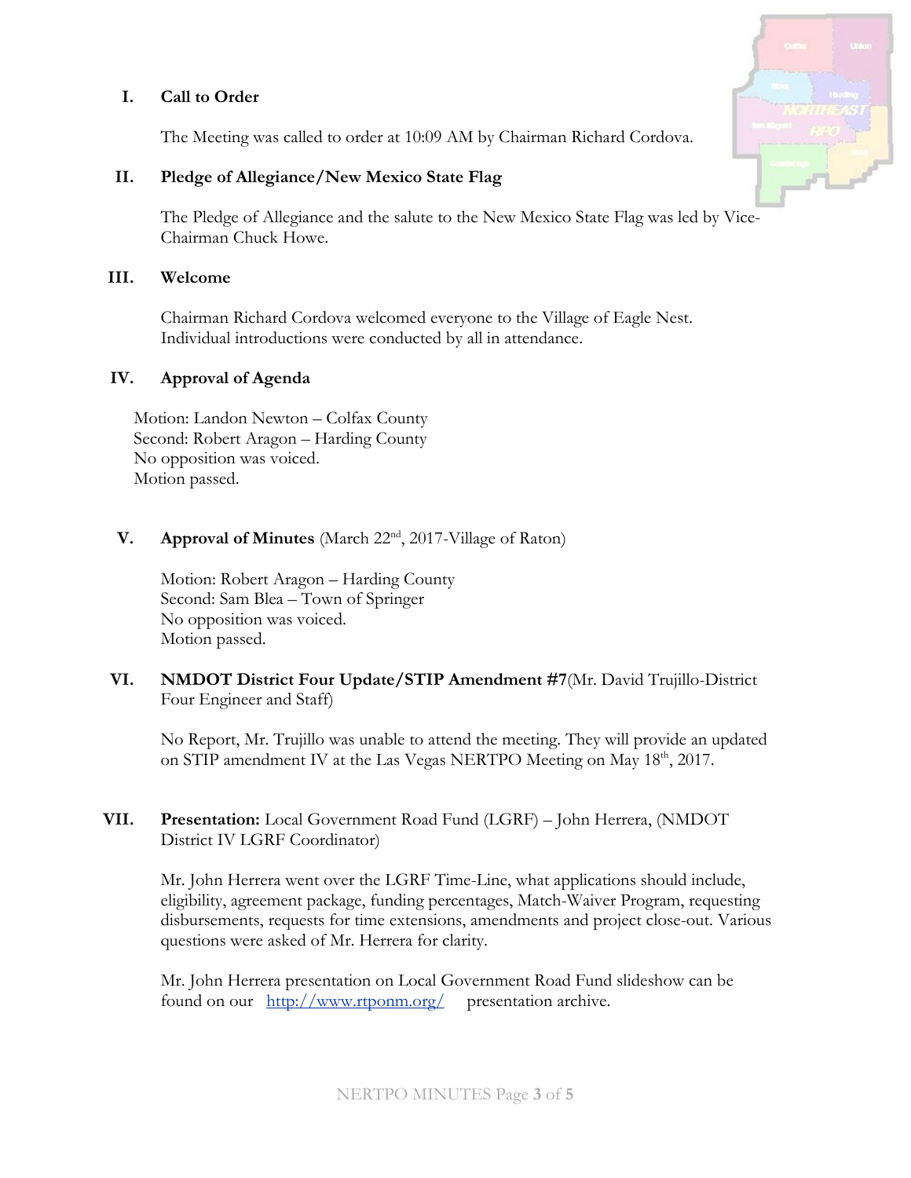## I. Call to Order

The Meeting was called to order at 10:09 AM by Chairman Richard Cordova.

## II. Pledge of Allegiance/New Mexico State Flag

The Pledge of Allegiance and the salute to the New Mexico State Flag was led by Vice-Chairman Chuck Howe.

## III. Welcome

Chairman Richard Cordova welcomed everyone to the Village of Eagle Nest. Individual introductions were conducted by all in attendance.

## IV. Approval of Agenda

Motion: Landon Newton – Colfax County
Second: Robert Aragon – Harding County
No opposition was voiced.
Motion passed.

## V. Approval of Minutes (March 22nd, 2017-Village of Raton)

Motion: Robert Aragon – Harding County
Second: Sam Blea – Town of Springer
No opposition was voiced.
Motion passed.

## VI. NMDOT District Four Update/STIP Amendment #7(Mr. David Trujillo-District Four Engineer and Staff)

No Report, Mr. Trujillo was unable to attend the meeting. They will provide an updated on STIP amendment IV at the Las Vegas NERTPO Meeting on May 18th, 2017.

## VII. Presentation: Local Government Road Fund (LGRF) – John Herrera, (NMDOT District IV LGRF Coordinator)

Mr. John Herrera went over the LGRF Time-Line, what applications should include, eligibility, agreement package, funding percentages, Match-Waiver Program, requesting disbursements, requests for time extensions, amendments and project close-out. Various questions were asked of Mr. Herrera for clarity.

Mr. John Herrera presentation on Local Government Road Fund slideshow can be found on our [http://www.rtponm.org/](http://www.rtponm.org/) presentation archive.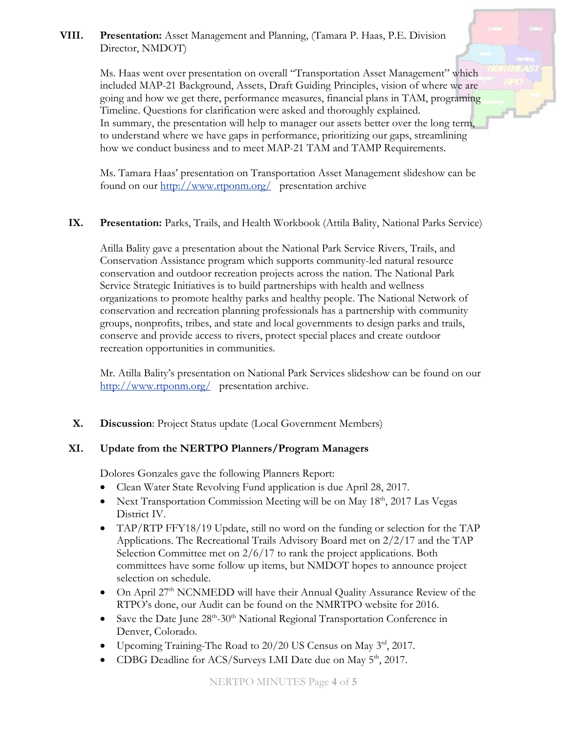**VIII. Presentation:** Asset Management and Planning, (Tamara P. Haas, P.E. Division Director, NMDOT)

Ms. Haas went over presentation on overall "Transportation Asset Management" which included MAP-21 Background, Assets, Draft Guiding Principles, vision of where we are going and how we get there, performance measures, financial plans in TAM, programing Timeline. Questions for clarification were asked and thoroughly explained.
In summary, the presentation will help to manager our assets better over the long term, to understand where we have gaps in performance, prioritizing our gaps, streamlining how we conduct business and to meet MAP-21 TAM and TAMP Requirements.

Ms. Tamara Haas' presentation on Transportation Asset Management slideshow can be found on our http://www.rtponm.org/ presentation archive

**IX. Presentation:** Parks, Trails, and Health Workbook (Attila Bality, National Parks Service)

Atilla Bality gave a presentation about the National Park Service Rivers, Trails, and Conservation Assistance program which supports community-led natural resource conservation and outdoor recreation projects across the nation. The National Park Service Strategic Initiatives is to build partnerships with health and wellness organizations to promote healthy parks and healthy people. The National Network of conservation and recreation planning professionals has a partnership with community groups, nonprofits, tribes, and state and local governments to design parks and trails, conserve and provide access to rivers, protect special places and create outdoor recreation opportunities in communities.

Mr. Atilla Bality's presentation on National Park Services slideshow can be found on our http://www.rtponm.org/ presentation archive.

**X. Discussion**: Project Status update (Local Government Members)

**XI. Update from the NERTPO Planners/Program Managers**

Dolores Gonzales gave the following Planners Report:

- Clean Water State Revolving Fund application is due April 28, 2017.
- Next Transportation Commission Meeting will be on May 18th, 2017 Las Vegas District IV.
- TAP/RTP FFY18/19 Update, still no word on the funding or selection for the TAP Applications. The Recreational Trails Advisory Board met on 2/2/17 and the TAP Selection Committee met on 2/6/17 to rank the project applications. Both committees have some follow up items, but NMDOT hopes to announce project selection on schedule.
- On April 27th NCNMEDD will have their Annual Quality Assurance Review of the RTPO's done, our Audit can be found on the NMRTPO website for 2016.
- Save the Date June 28th-30th National Regional Transportation Conference in Denver, Colorado.
- Upcoming Training-The Road to 20/20 US Census on May 3rd, 2017.
- CDBG Deadline for ACS/Surveys LMI Date due on May 5th, 2017.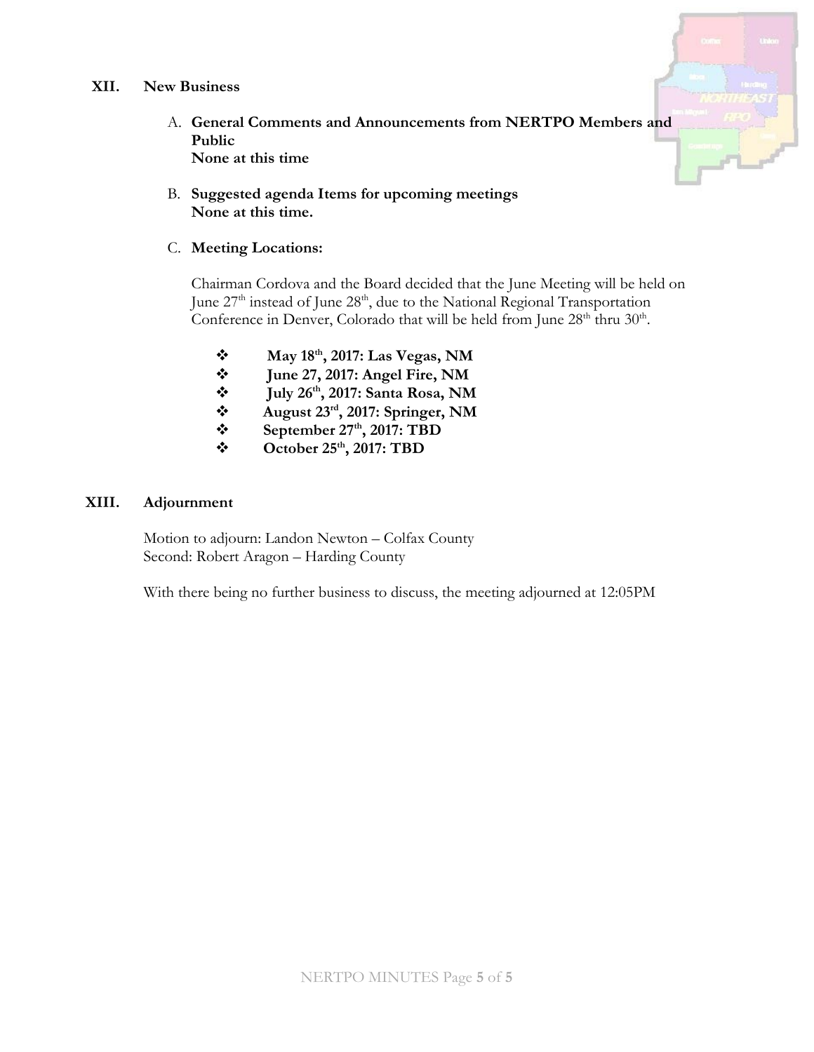## XII. New Business

A. **General Comments and Announcements from NERTPO Members and Public**
**None at this time**

B. **Suggested agenda Items for upcoming meetings**
**None at this time.**

C. **Meeting Locations:**

Chairman Cordova and the Board decided that the June Meeting will be held on June 27th instead of June 28th, due to the National Regional Transportation Conference in Denver, Colorado that will be held from June 28th thru 30th.

- **May 18th, 2017: Las Vegas, NM**
- **June 27, 2017: Angel Fire, NM**
- **July 26th, 2017: Santa Rosa, NM**
- **August 23rd, 2017: Springer, NM**
- **September 27th, 2017: TBD**
- **October 25th, 2017: TBD**

## XIII. Adjournment

Motion to adjourn: Landon Newton – Colfax County
Second: Robert Aragon – Harding County

With there being no further business to discuss, the meeting adjourned at 12:05PM